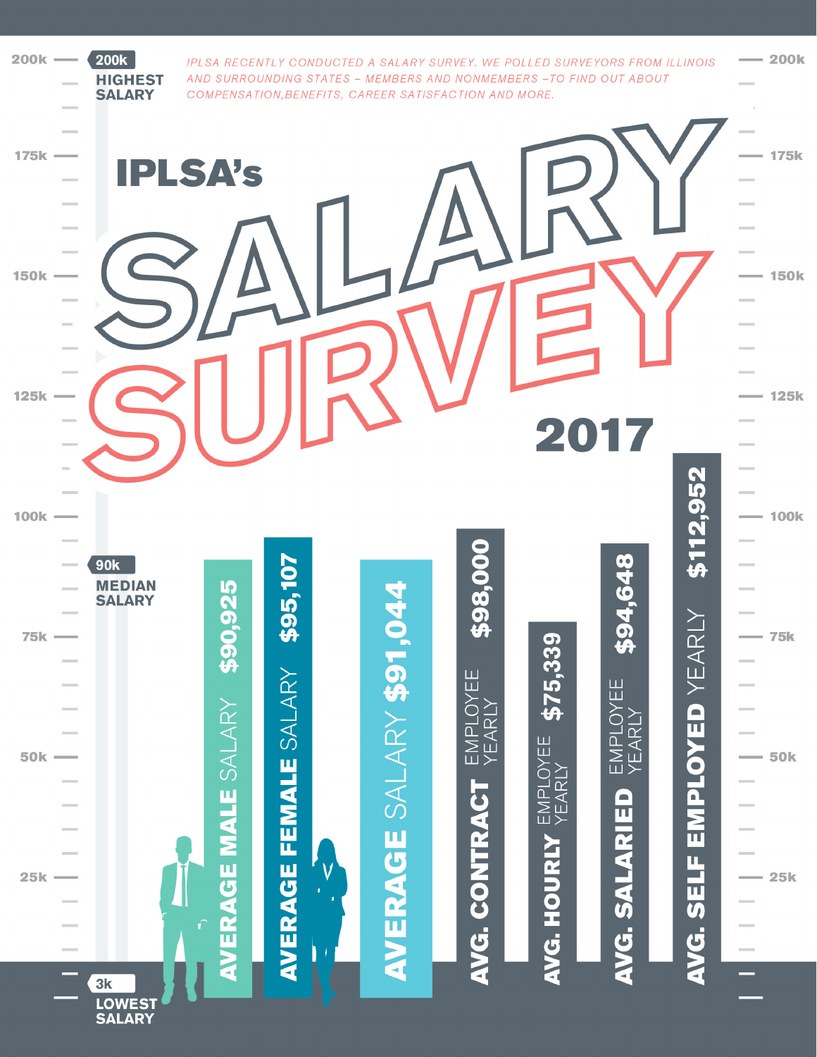# IPLSA's SALARY SURVEY 2017

*IPLSA RECENTLY CONDUCTED A SALARY SURVEY. WE POLLED SURVEYORS FROM ILLINOIS AND SURROUNDING STATES – MEMBERS AND NONMEMBERS –TO FIND OUT ABOUT COMPENSATION,BENEFITS, CAREER SATISFACTION AND MORE.*

**200k** HIGHEST SALARY

**90k** MEDIAN SALARY

**3k** LOWEST SALARY

| Category | Amount |
| --- | --- |
| **AVERAGE MALE** SALARY | $90,925 |
| **AVERAGE FEMALE** SALARY | $95,107 |
| **AVERAGE** SALARY | $91,044 |
| **AVG. CONTRACT** EMPLOYEE YEARLY | $98,000 |
| **AVG. HOURLY** EMPLOYEE YEARLY | $75,339 |
| **AVG. SALARIED** EMPLOYEE YEARLY | $94,648 |
| **AVG. SELF EMPLOYED** YEARLY | $112,952 |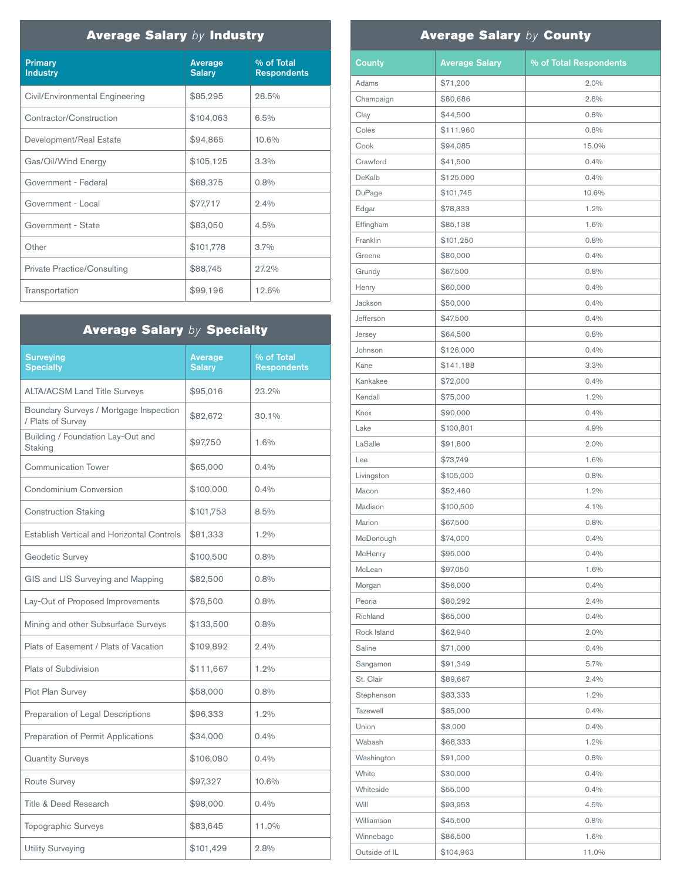## Average Salary *by* Industry

| Primary Industry | Average Salary | % of Total Respondents |
|---|---|---|
| Civil/Environmental Engineering | $85,295 | 28.5% |
| Contractor/Construction | $104,063 | 6.5% |
| Development/Real Estate | $94,865 | 10.6% |
| Gas/Oil/Wind Energy | $105,125 | 3.3% |
| Government - Federal | $68,375 | 0.8% |
| Government - Local | $77,717 | 2.4% |
| Government - State | $83,050 | 4.5% |
| Other | $101,778 | 3.7% |
| Private Practice/Consulting | $88,745 | 27.2% |
| Transportation | $99,196 | 12.6% |

## Average Salary *by* Specialty

| Surveying Specialty | Average Salary | % of Total Respondents |
|---|---|---|
| ALTA/ACSM Land Title Surveys | $95,016 | 23.2% |
| Boundary Surveys / Mortgage Inspection / Plats of Survey | $82,672 | 30.1% |
| Building / Foundation Lay-Out and Staking | $97,750 | 1.6% |
| Communication Tower | $65,000 | 0.4% |
| Condominium Conversion | $100,000 | 0.4% |
| Construction Staking | $101,753 | 8.5% |
| Establish Vertical and Horizontal Controls | $81,333 | 1.2% |
| Geodetic Survey | $100,500 | 0.8% |
| GIS and LIS Surveying and Mapping | $82,500 | 0.8% |
| Lay-Out of Proposed Improvements | $78,500 | 0.8% |
| Mining and other Subsurface Surveys | $133,500 | 0.8% |
| Plats of Easement / Plats of Vacation | $109,892 | 2.4% |
| Plats of Subdivision | $111,667 | 1.2% |
| Plot Plan Survey | $58,000 | 0.8% |
| Preparation of Legal Descriptions | $96,333 | 1.2% |
| Preparation of Permit Applications | $34,000 | 0.4% |
| Quantity Surveys | $106,080 | 0.4% |
| Route Survey | $97,327 | 10.6% |
| Title & Deed Research | $98,000 | 0.4% |
| Topographic Surveys | $83,645 | 11.0% |
| Utility Surveying | $101,429 | 2.8% |

## Average Salary *by* County

| County | Average Salary | % of Total Respondents |
|---|---|---|
| Adams | $71,200 | 2.0% |
| Champaign | $80,686 | 2.8% |
| Clay | $44,500 | 0.8% |
| Coles | $111,960 | 0.8% |
| Cook | $94,085 | 15.0% |
| Crawford | $41,500 | 0.4% |
| DeKalb | $125,000 | 0.4% |
| DuPage | $101,745 | 10.6% |
| Edgar | $78,333 | 1.2% |
| Effingham | $85,138 | 1.6% |
| Franklin | $101,250 | 0.8% |
| Greene | $80,000 | 0.4% |
| Grundy | $67,500 | 0.8% |
| Henry | $60,000 | 0.4% |
| Jackson | $50,000 | 0.4% |
| Jefferson | $47,500 | 0.4% |
| Jersey | $64,500 | 0.8% |
| Johnson | $126,000 | 0.4% |
| Kane | $141,188 | 3.3% |
| Kankakee | $72,000 | 0.4% |
| Kendall | $75,000 | 1.2% |
| Knox | $90,000 | 0.4% |
| Lake | $100,801 | 4.9% |
| LaSalle | $91,800 | 2.0% |
| Lee | $73,749 | 1.6% |
| Livingston | $105,000 | 0.8% |
| Macon | $52,460 | 1.2% |
| Madison | $100,500 | 4.1% |
| Marion | $67,500 | 0.8% |
| McDonough | $74,000 | 0.4% |
| McHenry | $95,000 | 0.4% |
| McLean | $97,050 | 1.6% |
| Morgan | $56,000 | 0.4% |
| Peoria | $80,292 | 2.4% |
| Richland | $65,000 | 0.4% |
| Rock Island | $62,940 | 2.0% |
| Saline | $71,000 | 0.4% |
| Sangamon | $91,349 | 5.7% |
| St. Clair | $89,667 | 2.4% |
| Stephenson | $83,333 | 1.2% |
| Tazewell | $85,000 | 0.4% |
| Union | $3,000 | 0.4% |
| Wabash | $68,333 | 1.2% |
| Washington | $91,000 | 0.8% |
| White | $30,000 | 0.4% |
| Whiteside | $55,000 | 0.4% |
| Will | $93,953 | 4.5% |
| Williamson | $45,500 | 0.8% |
| Winnebago | $86,500 | 1.6% |
| Outside of IL | $104,963 | 11.0% |